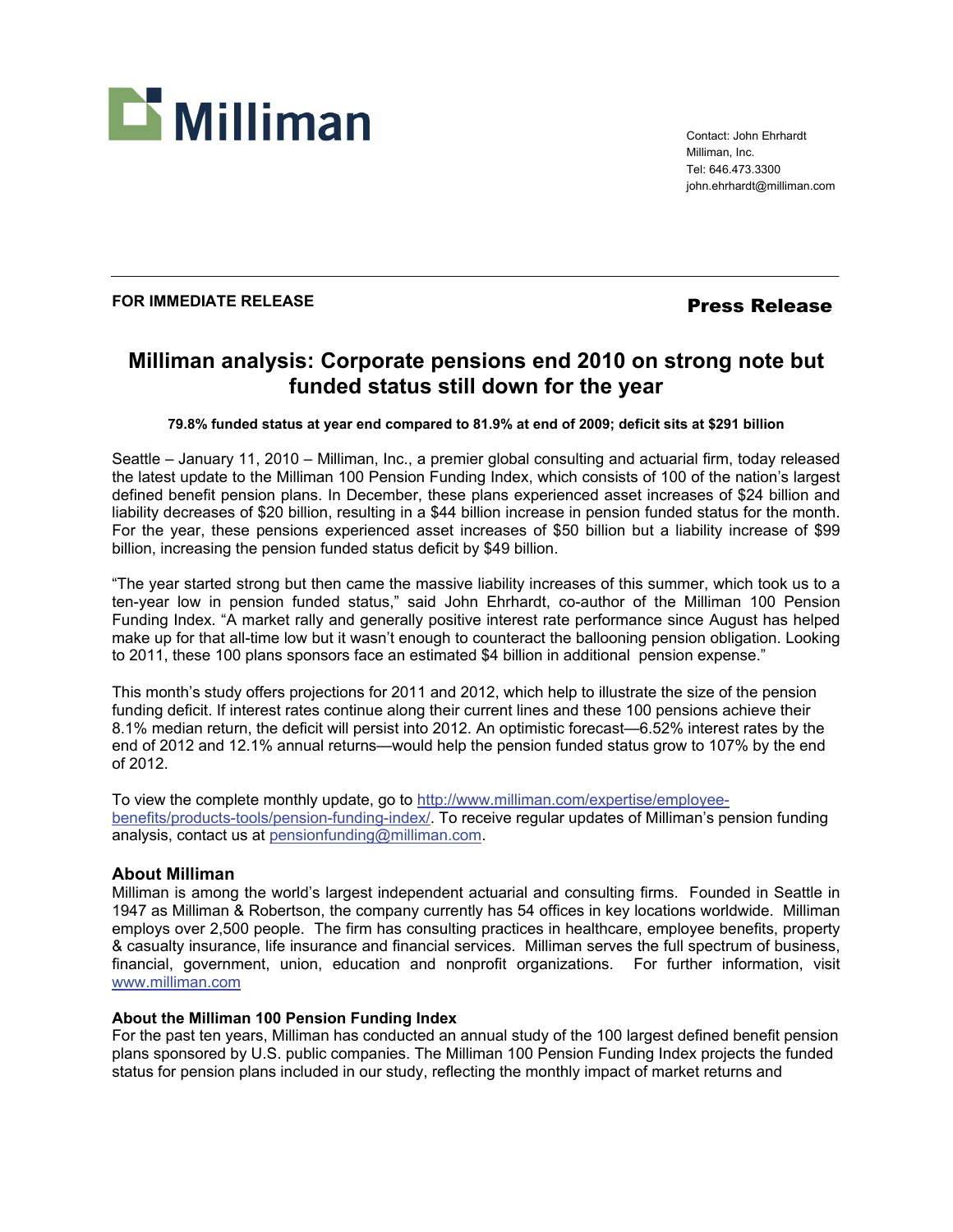Milliman

Contact: John Ehrhardt
Milliman, Inc.
Tel: 646.473.3300
john.ehrhardt@milliman.com

**FOR IMMEDIATE RELEASE**

**Press Release**

# Milliman analysis: Corporate pensions end 2010 on strong note but funded status still down for the year

**79.8% funded status at year end compared to 81.9% at end of 2009; deficit sits at $291 billion**

Seattle – January 11, 2010 – Milliman, Inc., a premier global consulting and actuarial firm, today released the latest update to the Milliman 100 Pension Funding Index, which consists of 100 of the nation's largest defined benefit pension plans. In December, these plans experienced asset increases of $24 billion and liability decreases of $20 billion, resulting in a $44 billion increase in pension funded status for the month. For the year, these pensions experienced asset increases of $50 billion but a liability increase of $99 billion, increasing the pension funded status deficit by $49 billion.

"The year started strong but then came the massive liability increases of this summer, which took us to a ten-year low in pension funded status," said John Ehrhardt, co-author of the Milliman 100 Pension Funding Index. "A market rally and generally positive interest rate performance since August has helped make up for that all-time low but it wasn't enough to counteract the ballooning pension obligation. Looking to 2011, these 100 plans sponsors face an estimated $4 billion in additional pension expense."

This month's study offers projections for 2011 and 2012, which help to illustrate the size of the pension funding deficit. If interest rates continue along their current lines and these 100 pensions achieve their 8.1% median return, the deficit will persist into 2012. An optimistic forecast—6.52% interest rates by the end of 2012 and 12.1% annual returns—would help the pension funded status grow to 107% by the end of 2012.

To view the complete monthly update, go to http://www.milliman.com/expertise/employee-benefits/products-tools/pension-funding-index/. To receive regular updates of Milliman's pension funding analysis, contact us at pensionfunding@milliman.com.

### About Milliman

Milliman is among the world's largest independent actuarial and consulting firms. Founded in Seattle in 1947 as Milliman & Robertson, the company currently has 54 offices in key locations worldwide. Milliman employs over 2,500 people. The firm has consulting practices in healthcare, employee benefits, property & casualty insurance, life insurance and financial services. Milliman serves the full spectrum of business, financial, government, union, education and nonprofit organizations. For further information, visit www.milliman.com

### About the Milliman 100 Pension Funding Index

For the past ten years, Milliman has conducted an annual study of the 100 largest defined benefit pension plans sponsored by U.S. public companies. The Milliman 100 Pension Funding Index projects the funded status for pension plans included in our study, reflecting the monthly impact of market returns and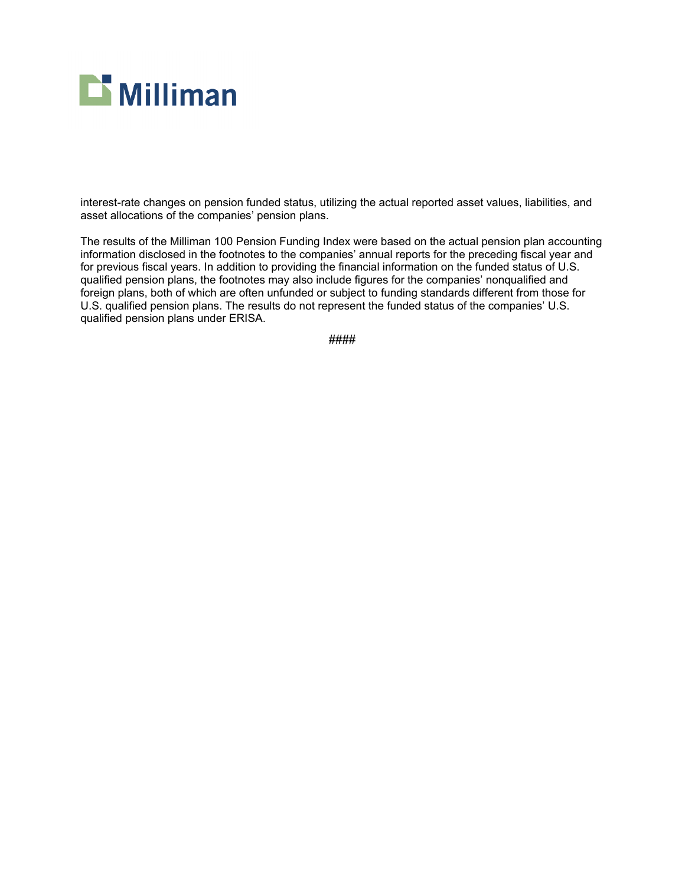interest-rate changes on pension funded status, utilizing the actual reported asset values, liabilities, and asset allocations of the companies' pension plans.

The results of the Milliman 100 Pension Funding Index were based on the actual pension plan accounting information disclosed in the footnotes to the companies' annual reports for the preceding fiscal year and for previous fiscal years. In addition to providing the financial information on the funded status of U.S. qualified pension plans, the footnotes may also include figures for the companies' nonqualified and foreign plans, both of which are often unfunded or subject to funding standards different from those for U.S. qualified pension plans. The results do not represent the funded status of the companies' U.S. qualified pension plans under ERISA.

####